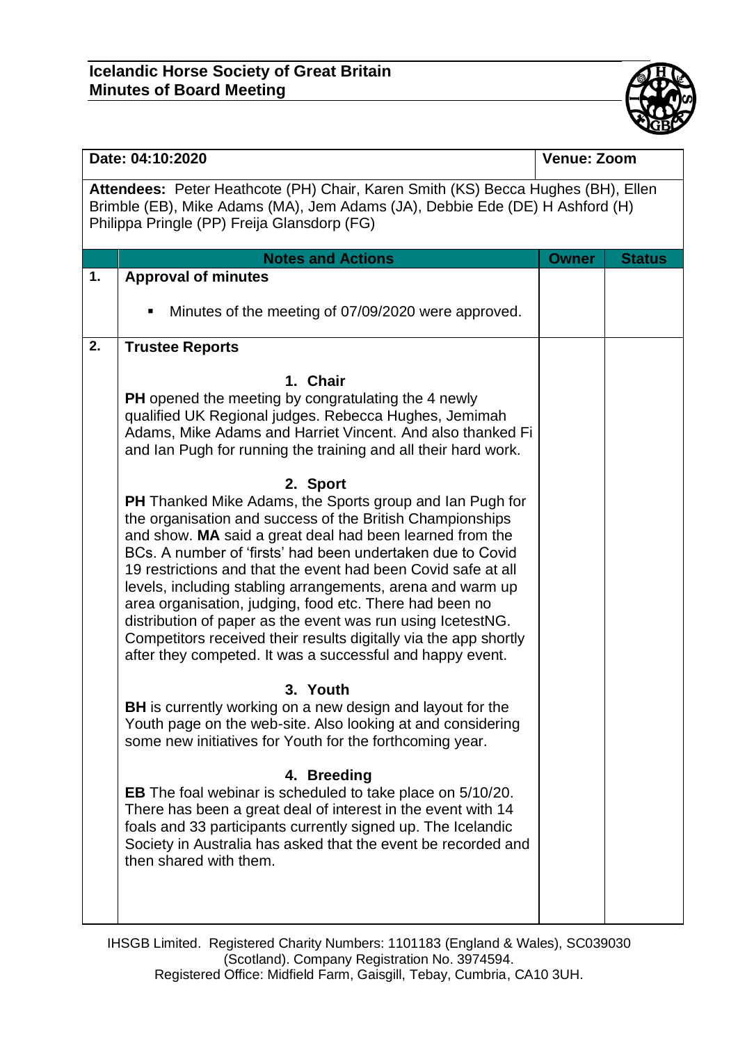# Icelandic Horse Society of Great Britain
## Minutes of Board Meeting

| Date: 04:10:2020 | | Venue: Zoom | |
|---|---|---|---|
| **Attendees:** Peter Heathcote (PH) Chair, Karen Smith (KS) Becca Hughes (BH), Ellen Brimble (EB), Mike Adams (MA), Jem Adams (JA), Debbie Ede (DE) H Ashford (H) Philippa Pringle (PP) Freija Glansdorp (FG) | | | |
| | **Notes and Actions** | **Owner** | **Status** |
| **1.** | **Approval of minutes**<br><br>▪ Minutes of the meeting of 07/09/2020 were approved. | | |
| **2.** | **Trustee Reports**<br><br>**1. Chair**<br>**PH** opened the meeting by congratulating the 4 newly qualified UK Regional judges. Rebecca Hughes, Jemimah Adams, Mike Adams and Harriet Vincent. And also thanked Fi and Ian Pugh for running the training and all their hard work.<br><br>**2. Sport**<br>**PH** Thanked Mike Adams, the Sports group and Ian Pugh for the organisation and success of the British Championships and show. **MA** said a great deal had been learned from the BCs. A number of 'firsts' had been undertaken due to Covid 19 restrictions and that the event had been Covid safe at all levels, including stabling arrangements, arena and warm up area organisation, judging, food etc. There had been no distribution of paper as the event was run using IcetestNG. Competitors received their results digitally via the app shortly after they competed. It was a successful and happy event.<br><br>**3. Youth**<br>**BH** is currently working on a new design and layout for the Youth page on the web-site. Also looking at and considering some new initiatives for Youth for the forthcoming year.<br><br>**4. Breeding**<br>**EB** The foal webinar is scheduled to take place on 5/10/20. There has been a great deal of interest in the event with 14 foals and 33 participants currently signed up. The Icelandic Society in Australia has asked that the event be recorded and then shared with them. | | |

IHSGB Limited. Registered Charity Numbers: 1101183 (England & Wales), SC039030 (Scotland). Company Registration No. 3974594.
Registered Office: Midfield Farm, Gaisgill, Tebay, Cumbria, CA10 3UH.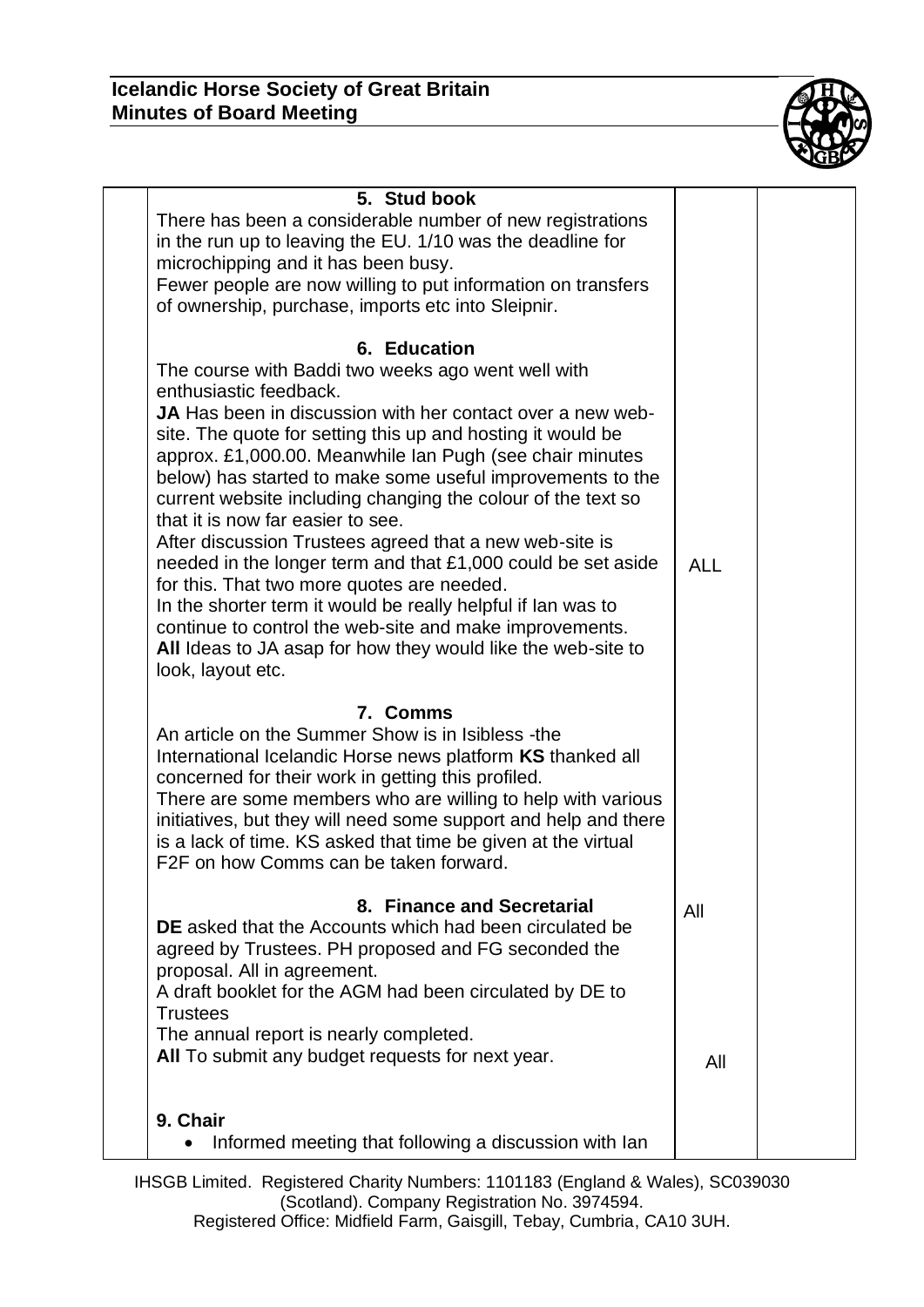| | | | |
|---|---|---|---|
| | **5. Stud book**<br>There has been a considerable number of new registrations in the run up to leaving the EU. 1/10 was the deadline for microchipping and it has been busy.<br>Fewer people are now willing to put information on transfers of ownership, purchase, imports etc into Sleipnir.<br><br>**6. Education**<br>The course with Baddi two weeks ago went well with enthusiastic feedback.<br>**JA** Has been in discussion with her contact over a new web-site. The quote for setting this up and hosting it would be approx. £1,000.00. Meanwhile Ian Pugh (see chair minutes below) has started to make some useful improvements to the current website including changing the colour of the text so that it is now far easier to see.<br>After discussion Trustees agreed that a new web-site is needed in the longer term and that £1,000 could be set aside for this. That two more quotes are needed.<br>In the shorter term it would be really helpful if Ian was to continue to control the web-site and make improvements.<br>**All** Ideas to JA asap for how they would like the web-site to look, layout etc.<br><br>**7. Comms**<br>An article on the Summer Show is in Isibless -the International Icelandic Horse news platform **KS** thanked all concerned for their work in getting this profiled.<br>There are some members who are willing to help with various initiatives, but they will need some support and help and there is a lack of time. KS asked that time be given at the virtual F2F on how Comms can be taken forward.<br><br>**8. Finance and Secretarial**<br>**DE** asked that the Accounts which had been circulated be agreed by Trustees. PH proposed and FG seconded the proposal. All in agreement.<br>A draft booklet for the AGM had been circulated by DE to Trustees<br>The annual report is nearly completed.<br>**All** To submit any budget requests for next year.<br><br>**9. Chair**<br>• Informed meeting that following a discussion with Ian | ALL<br><br><br><br>All<br><br><br><br>All | |

IHSGB Limited. Registered Charity Numbers: 1101183 (England & Wales), SC039030 (Scotland). Company Registration No. 3974594.
Registered Office: Midfield Farm, Gaisgill, Tebay, Cumbria, CA10 3UH.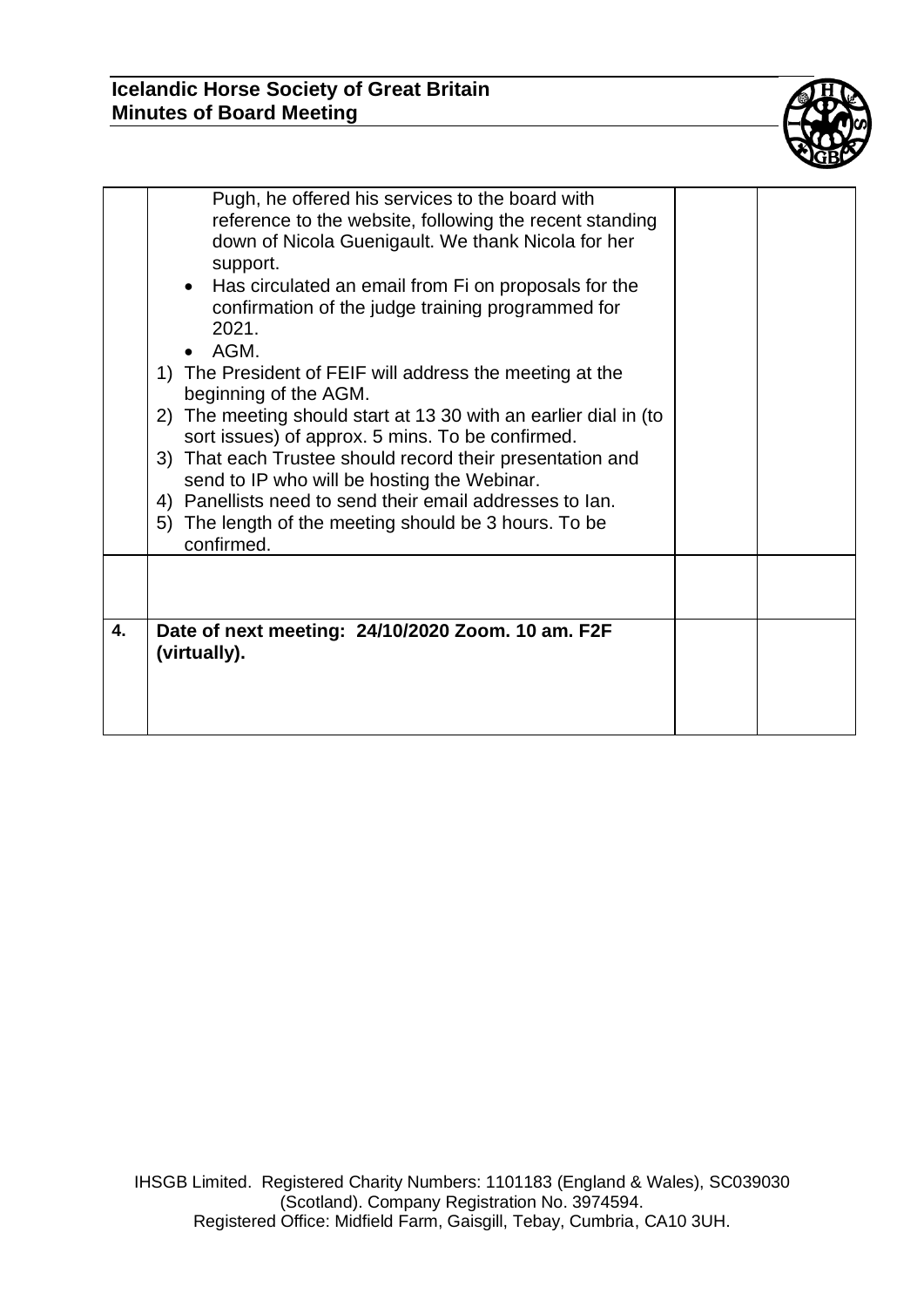| | | | |
|---|---|---|---|
| | Pugh, he offered his services to the board with reference to the website, following the recent standing down of Nicola Guenigault. We thank Nicola for her support.<br>• Has circulated an email from Fi on proposals for the confirmation of the judge training programmed for 2021.<br>• AGM.<br>1) The President of FEIF will address the meeting at the beginning of the AGM.<br>2) The meeting should start at 13 30 with an earlier dial in (to sort issues) of approx. 5 mins. To be confirmed.<br>3) That each Trustee should record their presentation and send to IP who will be hosting the Webinar.<br>4) Panellists need to send their email addresses to Ian.<br>5) The length of the meeting should be 3 hours. To be confirmed. | | |
| | | | |
| **4.** | **Date of next meeting: 24/10/2020 Zoom. 10 am. F2F (virtually).** | | |